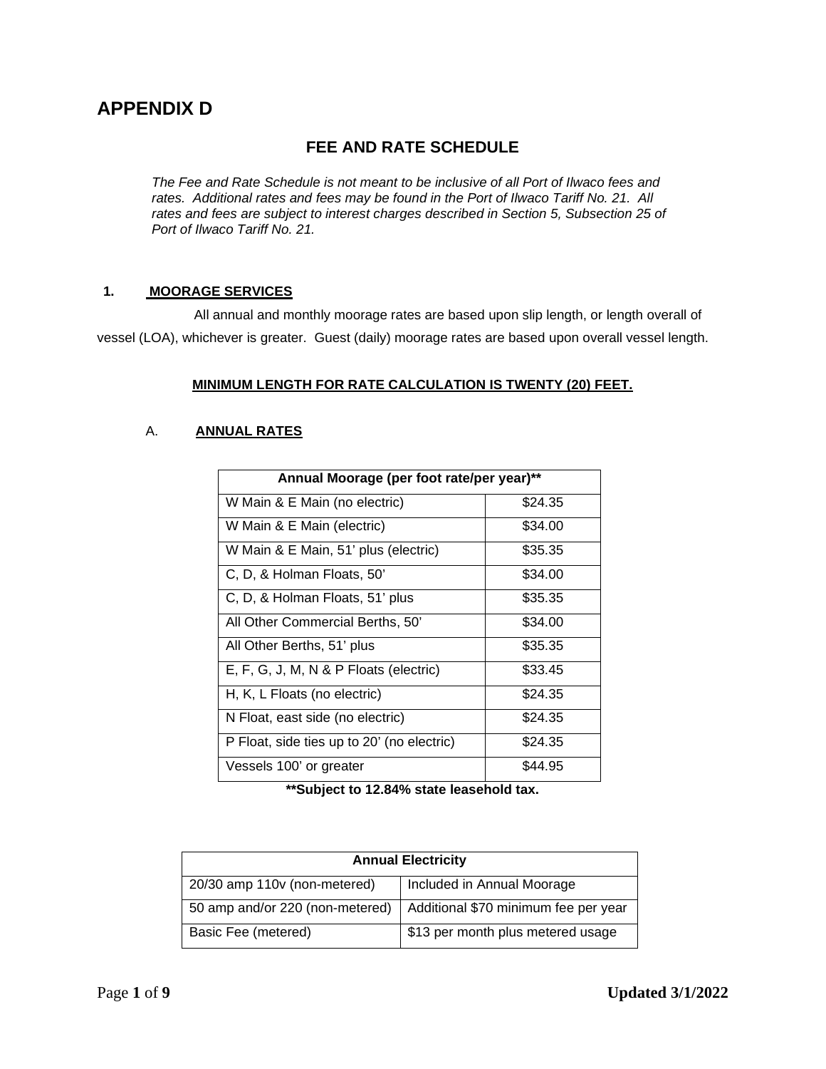# APPENDIX D

## FEE AND RATE SCHEDULE

*The Fee and Rate Schedule is not meant to be inclusive of all Port of Ilwaco fees and rates. Additional rates and fees may be found in the Port of Ilwaco Tariff No. 21. All rates and fees are subject to interest charges described in Section 5, Subsection 25 of Port of Ilwaco Tariff No. 21.*

### 1. MOORAGE SERVICES

All annual and monthly moorage rates are based upon slip length, or length overall of vessel (LOA), whichever is greater. Guest (daily) moorage rates are based upon overall vessel length.

**MINIMUM LENGTH FOR RATE CALCULATION IS TWENTY (20) FEET.**

#### A. ANNUAL RATES

| Annual Moorage (per foot rate/per year)** | |
|---|---|
| W Main & E Main (no electric) | $24.35 |
| W Main & E Main (electric) | $34.00 |
| W Main & E Main, 51' plus (electric) | $35.35 |
| C, D, & Holman Floats, 50' | $34.00 |
| C, D, & Holman Floats, 51' plus | $35.35 |
| All Other Commercial Berths, 50' | $34.00 |
| All Other Berths, 51' plus | $35.35 |
| E, F, G, J, M, N & P Floats (electric) | $33.45 |
| H, K, L Floats (no electric) | $24.35 |
| N Float, east side (no electric) | $24.35 |
| P Float, side ties up to 20' (no electric) | $24.35 |
| Vessels 100' or greater | $44.95 |

****Subject to 12.84% state leasehold tax.**

| Annual Electricity | |
|---|---|
| 20/30 amp 110v (non-metered) | Included in Annual Moorage |
| 50 amp and/or 220 (non-metered) | Additional $70 minimum fee per year |
| Basic Fee (metered) | $13 per month plus metered usage |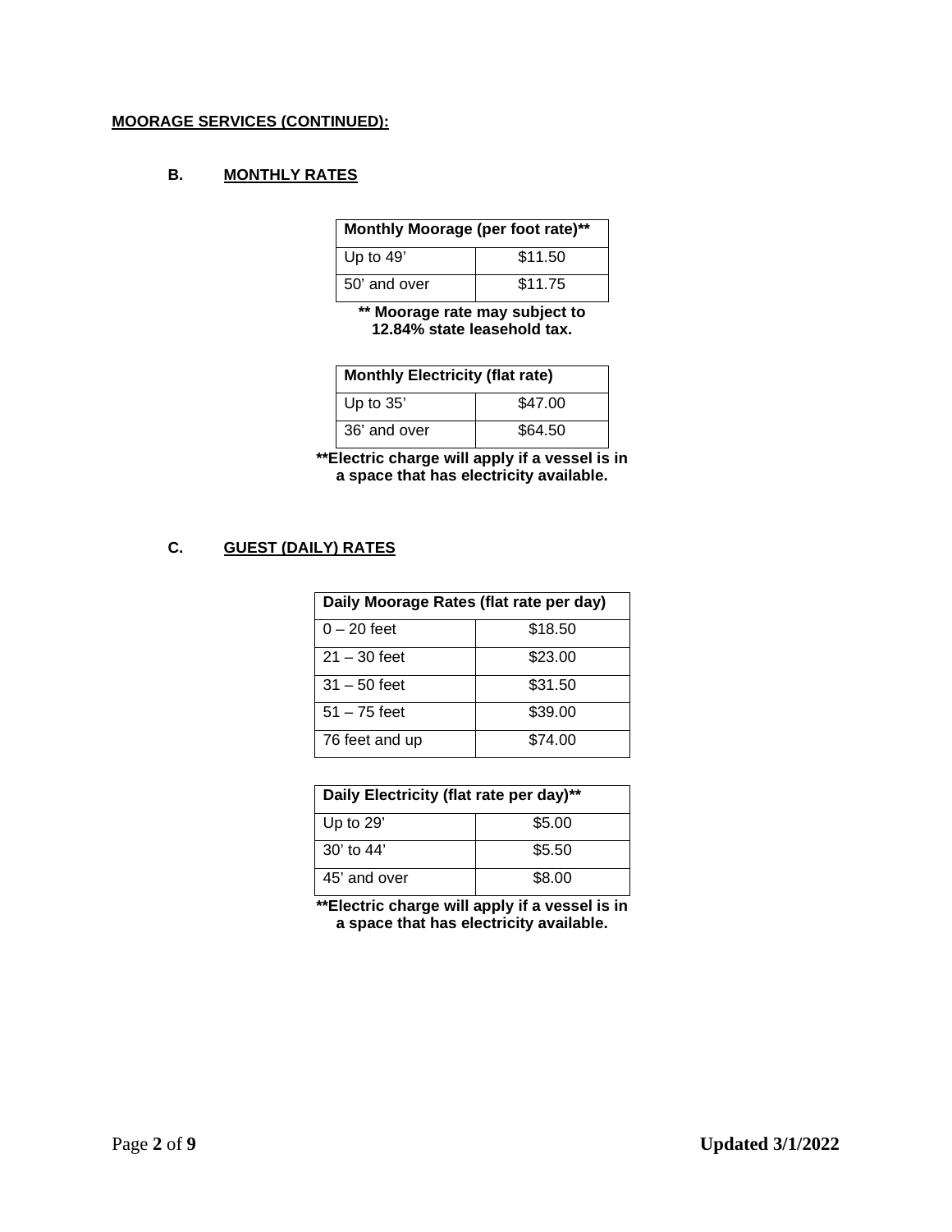**MOORAGE SERVICES (CONTINUED):**

## B. MONTHLY RATES

| Monthly Moorage (per foot rate)** | |
|---|---|
| Up to 49’ | $11.50 |
| 50’ and over | $11.75 |

**** Moorage rate may subject to 12.84% state leasehold tax.**

| Monthly Electricity (flat rate) | |
|---|---|
| Up to 35’ | $47.00 |
| 36’ and over | $64.50 |

****Electric charge will apply if a vessel is in a space that has electricity available.**

## C. GUEST (DAILY) RATES

| Daily Moorage Rates (flat rate per day) | |
|---|---|
| 0 – 20 feet | $18.50 |
| 21 – 30 feet | $23.00 |
| 31 – 50 feet | $31.50 |
| 51 – 75 feet | $39.00 |
| 76 feet and up | $74.00 |

| Daily Electricity (flat rate per day)** | |
|---|---|
| Up to 29’ | $5.00 |
| 30’ to 44’ | $5.50 |
| 45’ and over | $8.00 |

****Electric charge will apply if a vessel is in a space that has electricity available.**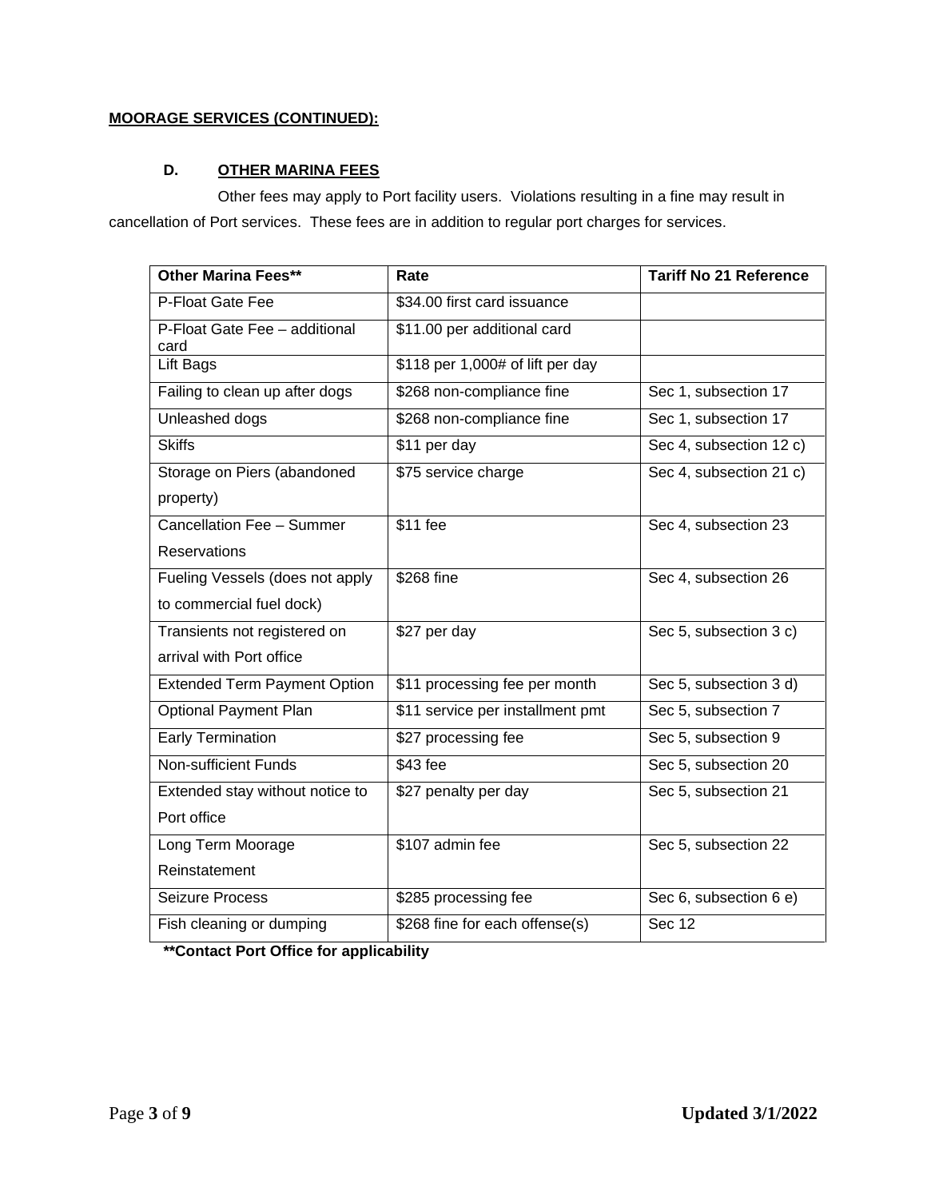**MOORAGE SERVICES (CONTINUED):**

**D. OTHER MARINA FEES**

Other fees may apply to Port facility users. Violations resulting in a fine may result in cancellation of Port services. These fees are in addition to regular port charges for services.

| Other Marina Fees** | Rate | Tariff No 21 Reference |
|---|---|---|
| P-Float Gate Fee | $34.00 first card issuance | |
| P-Float Gate Fee – additional card | $11.00 per additional card | |
| Lift Bags | $118 per 1,000# of lift per day | |
| Failing to clean up after dogs | $268 non-compliance fine | Sec 1, subsection 17 |
| Unleashed dogs | $268 non-compliance fine | Sec 1, subsection 17 |
| Skiffs | $11 per day | Sec 4, subsection 12 c) |
| Storage on Piers (abandoned property) | $75 service charge | Sec 4, subsection 21 c) |
| Cancellation Fee – Summer Reservations | $11 fee | Sec 4, subsection 23 |
| Fueling Vessels (does not apply to commercial fuel dock) | $268 fine | Sec 4, subsection 26 |
| Transients not registered on arrival with Port office | $27 per day | Sec 5, subsection 3 c) |
| Extended Term Payment Option | $11 processing fee per month | Sec 5, subsection 3 d) |
| Optional Payment Plan | $11 service per installment pmt | Sec 5, subsection 7 |
| Early Termination | $27 processing fee | Sec 5, subsection 9 |
| Non-sufficient Funds | $43 fee | Sec 5, subsection 20 |
| Extended stay without notice to Port office | $27 penalty per day | Sec 5, subsection 21 |
| Long Term Moorage Reinstatement | $107 admin fee | Sec 5, subsection 22 |
| Seizure Process | $285 processing fee | Sec 6, subsection 6 e) |
| Fish cleaning or dumping | $268 fine for each offense(s) | Sec 12 |

**\*\*Contact Port Office for applicability**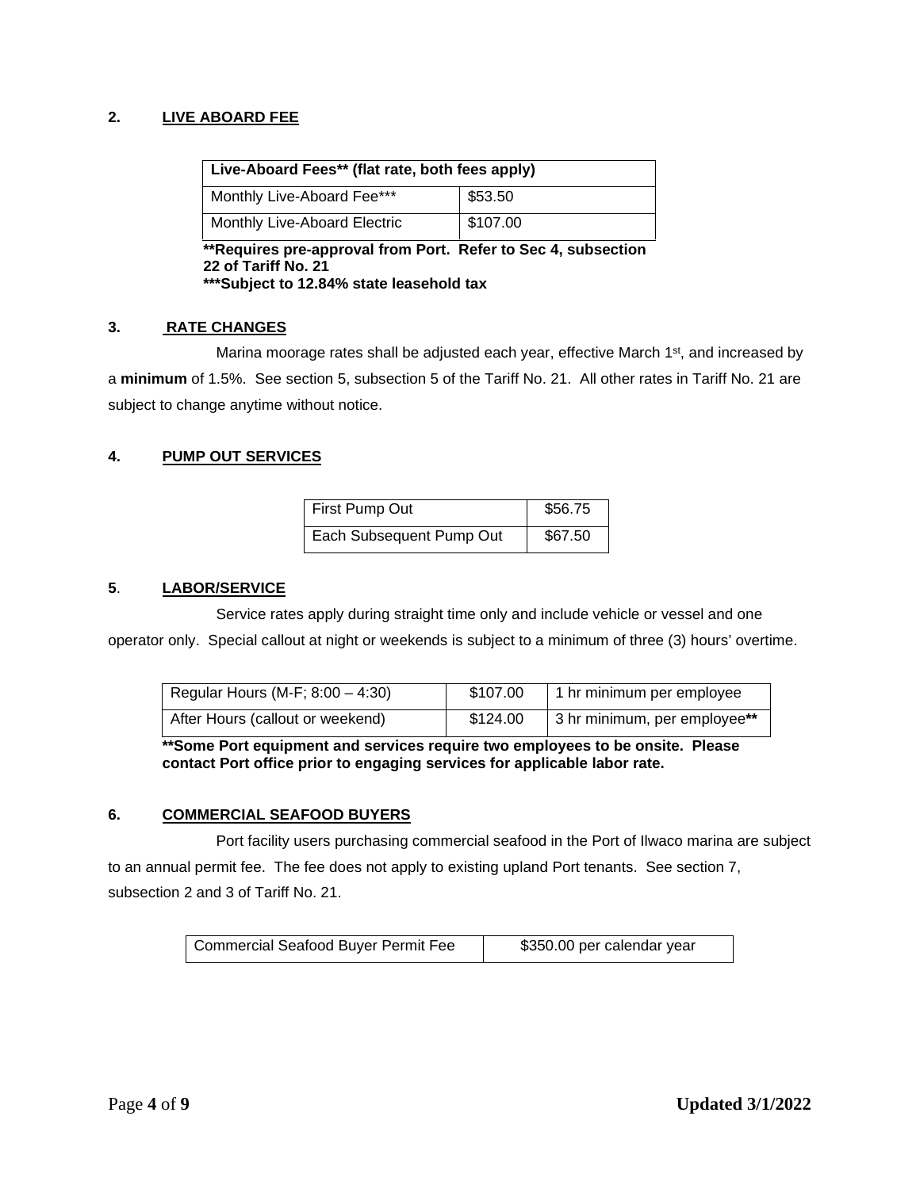## 2. LIVE ABOARD FEE

| Live-Aboard Fees** (flat rate, both fees apply) | |
|---|---|
| Monthly Live-Aboard Fee*** | $53.50 |
| Monthly Live-Aboard Electric | $107.00 |

**\*\*Requires pre-approval from Port. Refer to Sec 4, subsection 22 of Tariff No. 21**
**\*\*\*Subject to 12.84% state leasehold tax**

## 3. RATE CHANGES

Marina moorage rates shall be adjusted each year, effective March 1st, and increased by a **minimum** of 1.5%. See section 5, subsection 5 of the Tariff No. 21. All other rates in Tariff No. 21 are subject to change anytime without notice.

## 4. PUMP OUT SERVICES

| First Pump Out | $56.75 |
|---|---|
| Each Subsequent Pump Out | $67.50 |

## 5. LABOR/SERVICE

Service rates apply during straight time only and include vehicle or vessel and one operator only. Special callout at night or weekends is subject to a minimum of three (3) hours' overtime.

| Regular Hours (M-F; 8:00 – 4:30) | $107.00 | 1 hr minimum per employee |
|---|---|---|
| After Hours (callout or weekend) | $124.00 | 3 hr minimum, per employee** |

**\*\*Some Port equipment and services require two employees to be onsite. Please contact Port office prior to engaging services for applicable labor rate.**

## 6. COMMERCIAL SEAFOOD BUYERS

Port facility users purchasing commercial seafood in the Port of Ilwaco marina are subject to an annual permit fee. The fee does not apply to existing upland Port tenants. See section 7, subsection 2 and 3 of Tariff No. 21.

| Commercial Seafood Buyer Permit Fee | $350.00 per calendar year |
|---|---|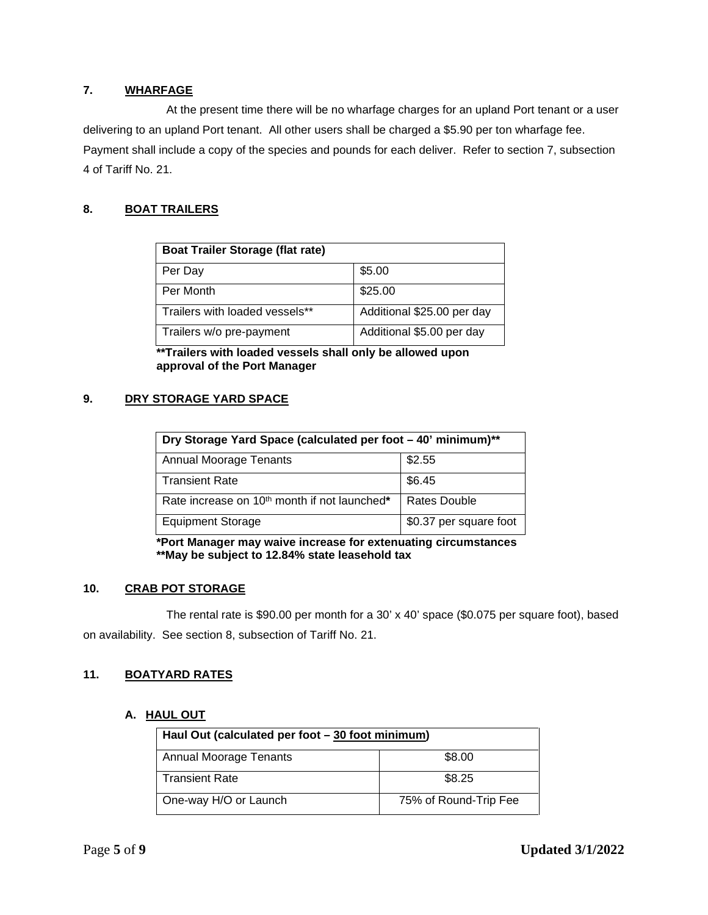## 7. WHARFAGE

At the present time there will be no wharfage charges for an upland Port tenant or a user delivering to an upland Port tenant. All other users shall be charged a $5.90 per ton wharfage fee. Payment shall include a copy of the species and pounds for each deliver. Refer to section 7, subsection 4 of Tariff No. 21.

## 8. BOAT TRAILERS

| Boat Trailer Storage (flat rate) | |
|---|---|
| Per Day | $5.00 |
| Per Month | $25.00 |
| Trailers with loaded vessels** | Additional $25.00 per day |
| Trailers w/o pre-payment | Additional $5.00 per day |

****Trailers with loaded vessels shall only be allowed upon approval of the Port Manager**

## 9. DRY STORAGE YARD SPACE

| Dry Storage Yard Space (calculated per foot – 40' minimum)** | |
|---|---|
| Annual Moorage Tenants | $2.55 |
| Transient Rate | $6.45 |
| Rate increase on 10th month if not launched* | Rates Double |
| Equipment Storage | $0.37 per square foot |

***Port Manager may waive increase for extenuating circumstances**
****May be subject to 12.84% state leasehold tax**

## 10. CRAB POT STORAGE

The rental rate is $90.00 per month for a 30' x 40' space ($0.075 per square foot), based on availability. See section 8, subsection of Tariff No. 21.

## 11. BOATYARD RATES

### A. HAUL OUT

| Haul Out (calculated per foot – 30 foot minimum) | |
|---|---|
| Annual Moorage Tenants | $8.00 |
| Transient Rate | $8.25 |
| One-way H/O or Launch | 75% of Round-Trip Fee |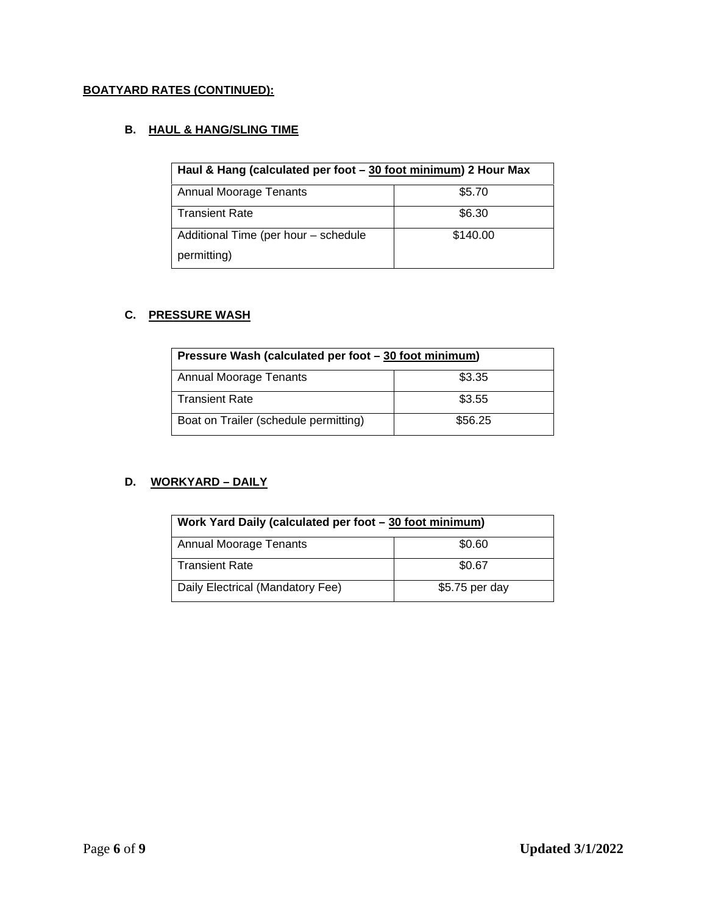**BOATYARD RATES (CONTINUED):**

### B. HAUL & HANG/SLING TIME

| Haul & Hang (calculated per foot – 30 foot minimum) 2 Hour Max | |
|---|---|
| Annual Moorage Tenants | $5.70 |
| Transient Rate | $6.30 |
| Additional Time (per hour – schedule permitting) | $140.00 |

### C. PRESSURE WASH

| Pressure Wash (calculated per foot – 30 foot minimum) | |
|---|---|
| Annual Moorage Tenants | $3.35 |
| Transient Rate | $3.55 |
| Boat on Trailer (schedule permitting) | $56.25 |

### D. WORKYARD – DAILY

| Work Yard Daily (calculated per foot – 30 foot minimum) | |
|---|---|
| Annual Moorage Tenants | $0.60 |
| Transient Rate | $0.67 |
| Daily Electrical (Mandatory Fee) | $5.75 per day |

**Updated 3/1/2022**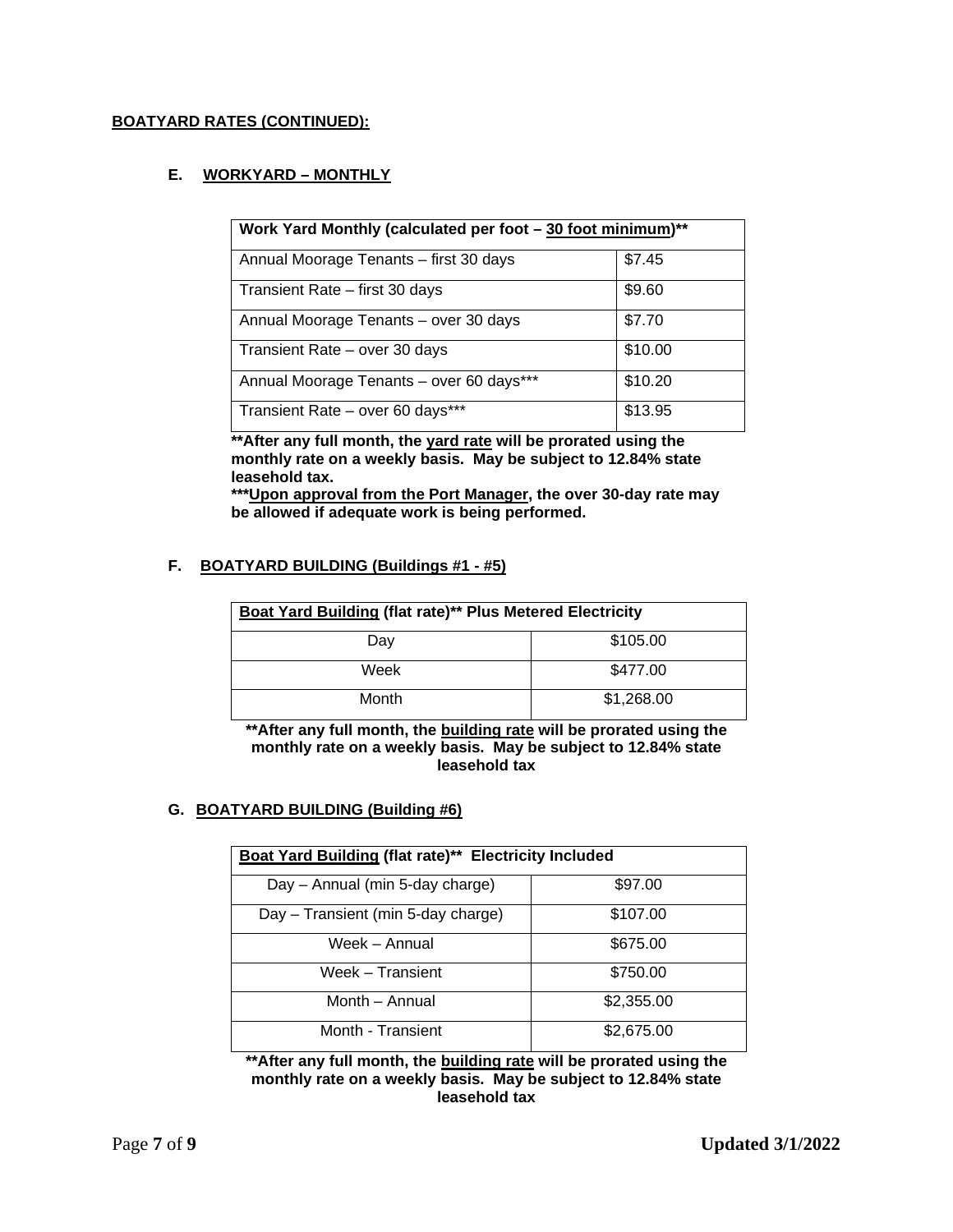**BOATYARD RATES (CONTINUED):**

### E. WORKYARD – MONTHLY

| Work Yard Monthly (calculated per foot – 30 foot minimum)** | |
|---|---|
| Annual Moorage Tenants – first 30 days | $7.45 |
| Transient Rate – first 30 days | $9.60 |
| Annual Moorage Tenants – over 30 days | $7.70 |
| Transient Rate – over 30 days | $10.00 |
| Annual Moorage Tenants – over 60 days*** | $10.20 |
| Transient Rate – over 60 days*** | $13.95 |

**\*\*After any full month, the yard rate will be prorated using the monthly rate on a weekly basis. May be subject to 12.84% state leasehold tax.**

**\*\*\*Upon approval from the Port Manager, the over 30-day rate may be allowed if adequate work is being performed.**

### F. BOATYARD BUILDING (Buildings #1 - #5)

| Boat Yard Building (flat rate)** Plus Metered Electricity | |
|---|---|
| Day | $105.00 |
| Week | $477.00 |
| Month | $1,268.00 |

**\*\*After any full month, the building rate will be prorated using the monthly rate on a weekly basis. May be subject to 12.84% state leasehold tax**

### G. BOATYARD BUILDING (Building #6)

| Boat Yard Building (flat rate)** Electricity Included | |
|---|---|
| Day – Annual (min 5-day charge) | $97.00 |
| Day – Transient (min 5-day charge) | $107.00 |
| Week – Annual | $675.00 |
| Week – Transient | $750.00 |
| Month – Annual | $2,355.00 |
| Month - Transient | $2,675.00 |

**\*\*After any full month, the building rate will be prorated using the monthly rate on a weekly basis. May be subject to 12.84% state leasehold tax**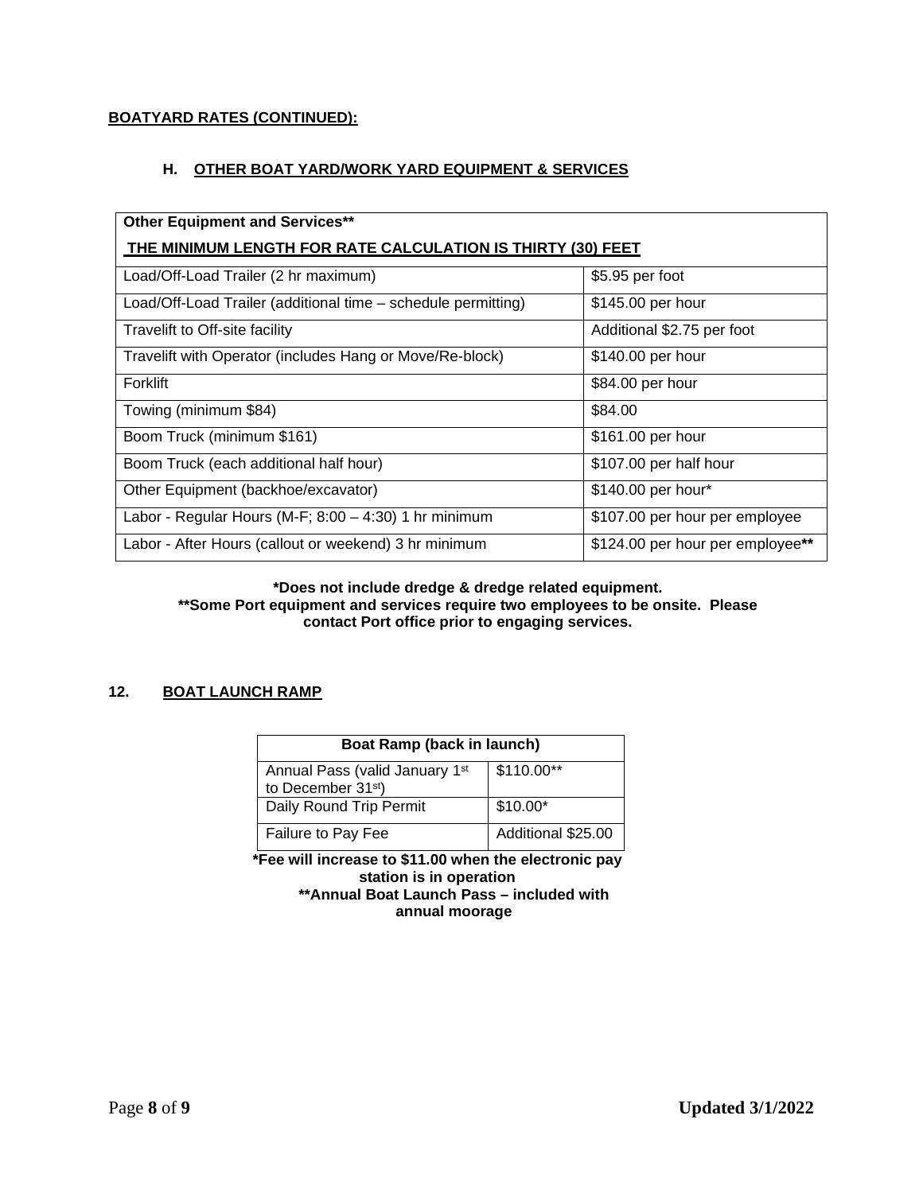**BOATYARD RATES (CONTINUED):**

### H. OTHER BOAT YARD/WORK YARD EQUIPMENT & SERVICES

| Other Equipment and Services** THE MINIMUM LENGTH FOR RATE CALCULATION IS THIRTY (30) FEET | |
|---|---|
| Load/Off-Load Trailer (2 hr maximum) | $5.95 per foot |
| Load/Off-Load Trailer (additional time – schedule permitting) | $145.00 per hour |
| Travelift to Off-site facility | Additional $2.75 per foot |
| Travelift with Operator (includes Hang or Move/Re-block) | $140.00 per hour |
| Forklift | $84.00 per hour |
| Towing (minimum $84) | $84.00 |
| Boom Truck (minimum $161) | $161.00 per hour |
| Boom Truck (each additional half hour) | $107.00 per half hour |
| Other Equipment (backhoe/excavator) | $140.00 per hour* |
| Labor - Regular Hours (M-F; 8:00 – 4:30) 1 hr minimum | $107.00 per hour per employee |
| Labor - After Hours (callout or weekend) 3 hr minimum | $124.00 per hour per employee** |

**\*Does not include dredge & dredge related equipment.**
**\*\*Some Port equipment and services require two employees to be onsite. Please contact Port office prior to engaging services.**

## 12. BOAT LAUNCH RAMP

| Boat Ramp (back in launch) | |
|---|---|
| Annual Pass (valid January 1st to December 31st) | $110.00** |
| Daily Round Trip Permit | $10.00* |
| Failure to Pay Fee | Additional $25.00 |

**\*Fee will increase to $11.00 when the electronic pay station is in operation**
**\*\*Annual Boat Launch Pass – included with annual moorage**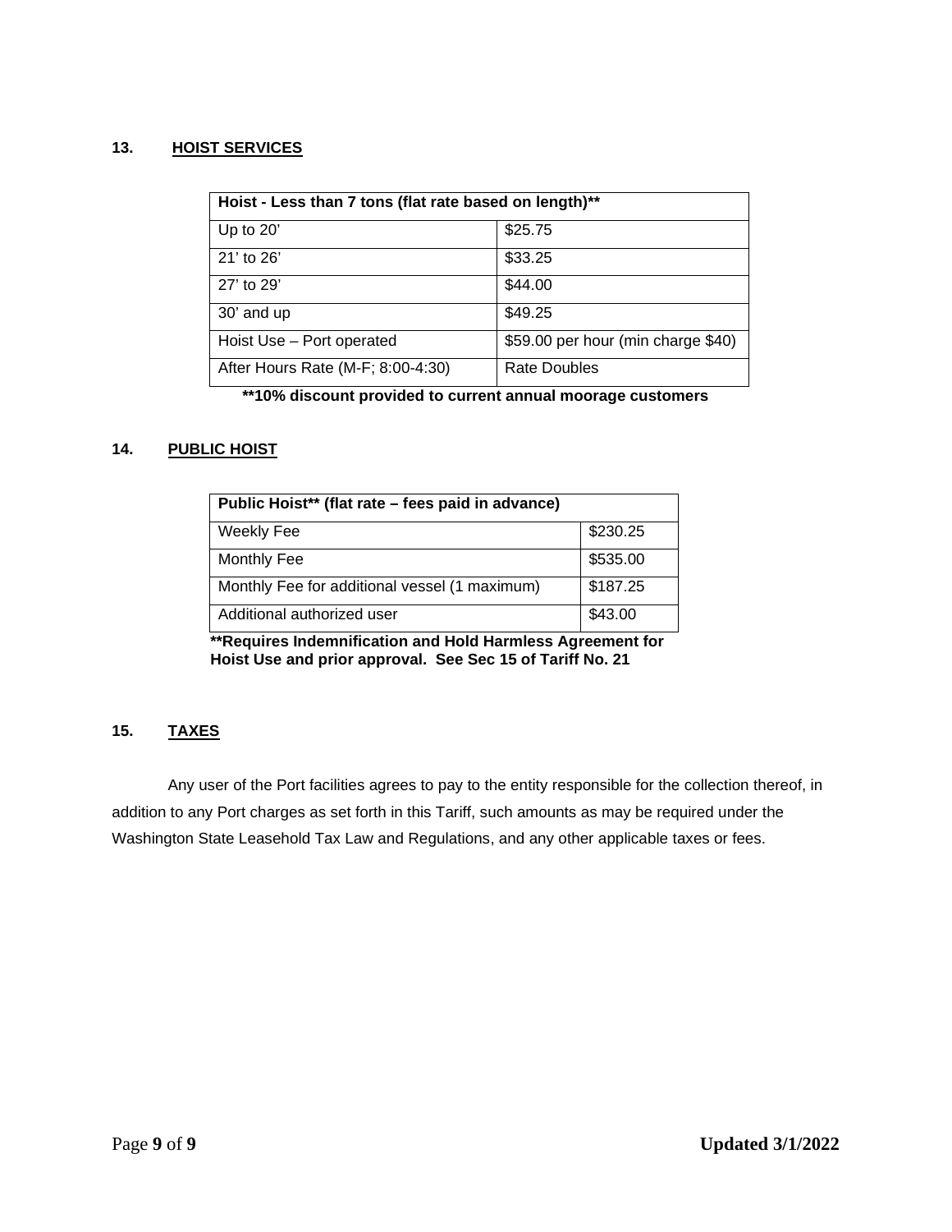## 13. HOIST SERVICES

| Hoist - Less than 7 tons (flat rate based on length)** | |
|---|---|
| Up to 20' | $25.75 |
| 21' to 26' | $33.25 |
| 27' to 29' | $44.00 |
| 30' and up | $49.25 |
| Hoist Use – Port operated | $59.00 per hour (min charge $40) |
| After Hours Rate (M-F; 8:00-4:30) | Rate Doubles |

**\*\*10% discount provided to current annual moorage customers**

## 14. PUBLIC HOIST

| Public Hoist** (flat rate – fees paid in advance) | |
|---|---|
| Weekly Fee | $230.25 |
| Monthly Fee | $535.00 |
| Monthly Fee for additional vessel (1 maximum) | $187.25 |
| Additional authorized user | $43.00 |

**\*\*Requires Indemnification and Hold Harmless Agreement for Hoist Use and prior approval. See Sec 15 of Tariff No. 21**

## 15. TAXES

Any user of the Port facilities agrees to pay to the entity responsible for the collection thereof, in addition to any Port charges as set forth in this Tariff, such amounts as may be required under the Washington State Leasehold Tax Law and Regulations, and any other applicable taxes or fees.

**Updated 3/1/2022**